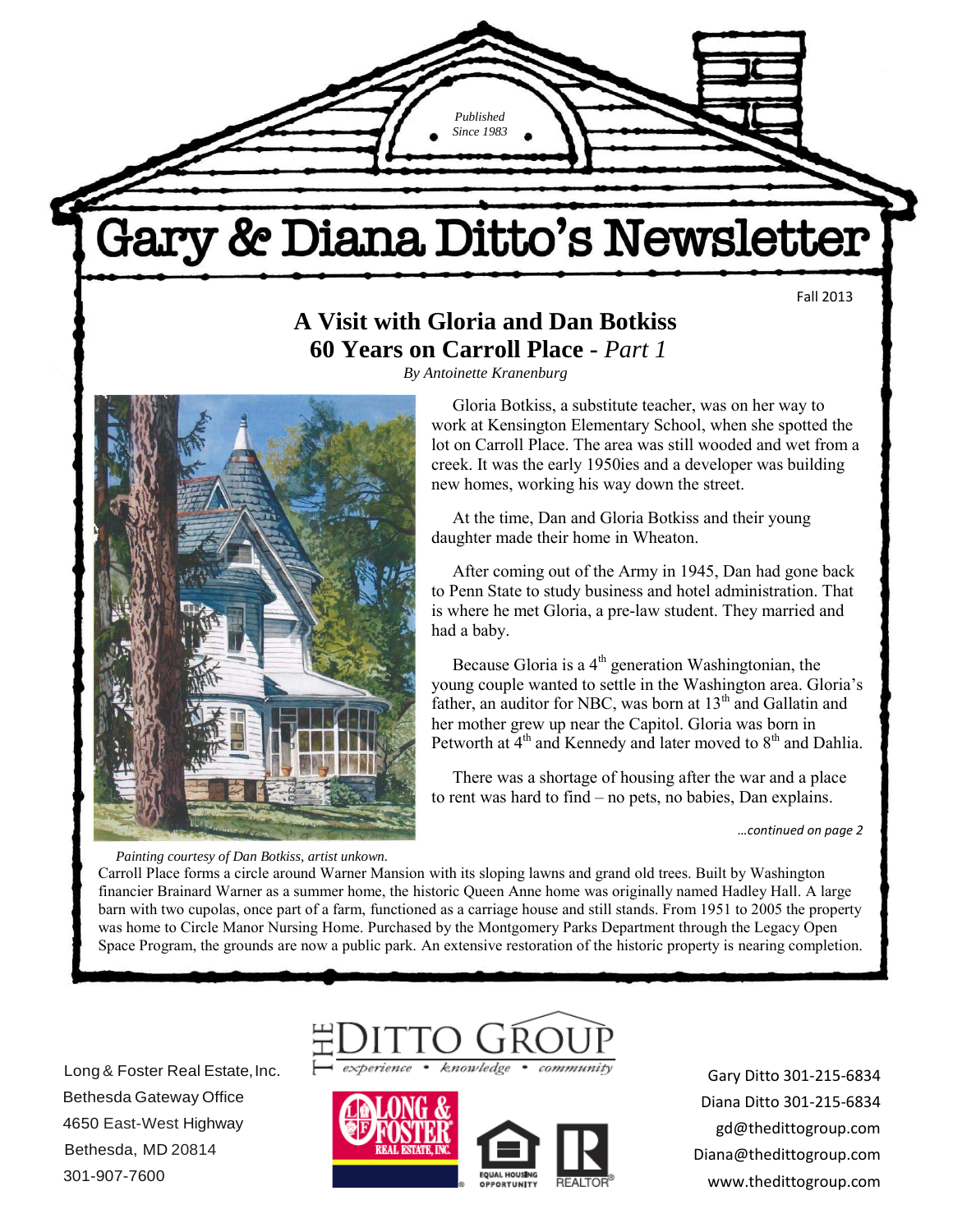*Published Since 1983*

# Gary & Diana Ditto's Newsletter

Fall 2013

## A Visit with Gloria and Dan Botkiss
## 60 Years on Carroll Place - *Part 1*

*By Antoinette Kranenburg*

Gloria Botkiss, a substitute teacher, was on her way to work at Kensington Elementary School, when she spotted the lot on Carroll Place. The area was still wooded and wet from a creek. It was the early 1950ies and a developer was building new homes, working his way down the street.

At the time, Dan and Gloria Botkiss and their young daughter made their home in Wheaton.

After coming out of the Army in 1945, Dan had gone back to Penn State to study business and hotel administration. That is where he met Gloria, a pre-law student. They married and had a baby.

Because Gloria is a 4th generation Washingtonian, the young couple wanted to settle in the Washington area. Gloria's father, an auditor for NBC, was born at 13th and Gallatin and her mother grew up near the Capitol. Gloria was born in Petworth at 4th and Kennedy and later moved to 8th and Dahlia.

There was a shortage of housing after the war and a place to rent was hard to find – no pets, no babies, Dan explains.

*…continued on page 2*

*Painting courtesy of Dan Botkiss, artist unkown.*

Carroll Place forms a circle around Warner Mansion with its sloping lawns and grand old trees. Built by Washington financier Brainard Warner as a summer home, the historic Queen Anne home was originally named Hadley Hall. A large barn with two cupolas, once part of a farm, functioned as a carriage house and still stands. From 1951 to 2005 the property was home to Circle Manor Nursing Home. Purchased by the Montgomery Parks Department through the Legacy Open Space Program, the grounds are now a public park. An extensive restoration of the historic property is nearing completion.

THE DITTO GROUP
*experience • knowledge • community*

Long & Foster Real Estate, Inc.
Bethesda Gateway Office
4650 East-West Highway
Bethesda, MD 20814
301-907-7600

LONG & FOSTER REAL ESTATE, INC.
EQUAL HOUSING OPPORTUNITY
REALTOR®

Gary Ditto 301-215-6834
Diana Ditto 301-215-6834
gd@thedittogroup.com
Diana@thedittogroup.com
www.thedittogroup.com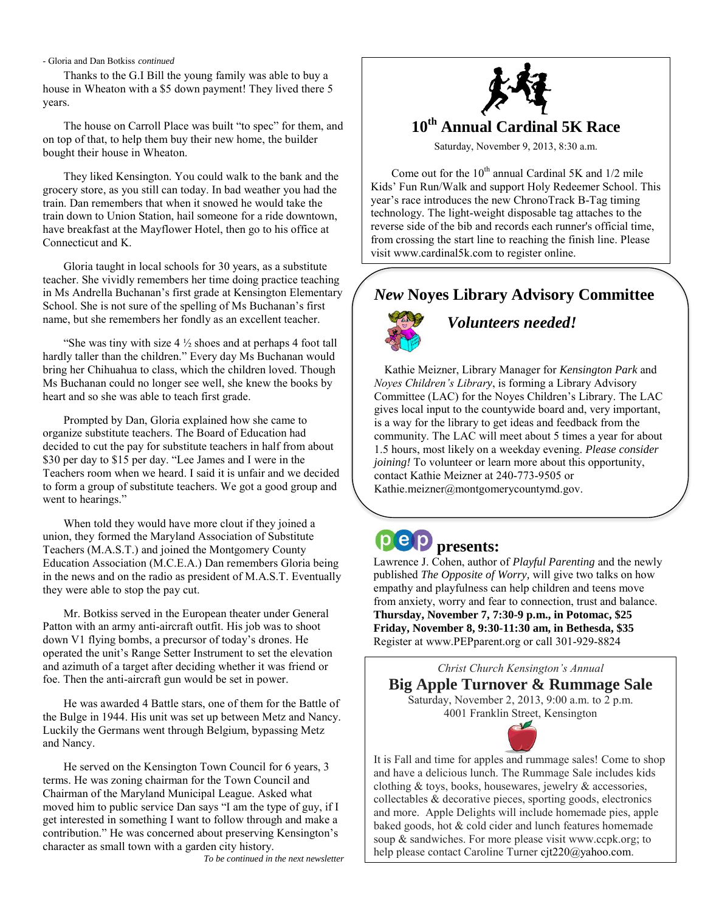- Gloria and Dan Botkiss *continued*

Thanks to the G.I Bill the young family was able to buy a house in Wheaton with a $5 down payment! They lived there 5 years.

The house on Carroll Place was built "to spec" for them, and on top of that, to help them buy their new home, the builder bought their house in Wheaton.

They liked Kensington. You could walk to the bank and the grocery store, as you still can today. In bad weather you had the train. Dan remembers that when it snowed he would take the train down to Union Station, hail someone for a ride downtown, have breakfast at the Mayflower Hotel, then go to his office at Connecticut and K.

Gloria taught in local schools for 30 years, as a substitute teacher. She vividly remembers her time doing practice teaching in Ms Andrella Buchanan's first grade at Kensington Elementary School. She is not sure of the spelling of Ms Buchanan's first name, but she remembers her fondly as an excellent teacher.

"She was tiny with size 4 ½ shoes and at perhaps 4 foot tall hardly taller than the children." Every day Ms Buchanan would bring her Chihuahua to class, which the children loved. Though Ms Buchanan could no longer see well, she knew the books by heart and so she was able to teach first grade.

Prompted by Dan, Gloria explained how she came to organize substitute teachers. The Board of Education had decided to cut the pay for substitute teachers in half from about $30 per day to $15 per day. "Lee James and I were in the Teachers room when we heard. I said it is unfair and we decided to form a group of substitute teachers. We got a good group and went to hearings."

When told they would have more clout if they joined a union, they formed the Maryland Association of Substitute Teachers (M.A.S.T.) and joined the Montgomery County Education Association (M.C.E.A.) Dan remembers Gloria being in the news and on the radio as president of M.A.S.T. Eventually they were able to stop the pay cut.

Mr. Botkiss served in the European theater under General Patton with an army anti-aircraft outfit. His job was to shoot down V1 flying bombs, a precursor of today's drones. He operated the unit's Range Setter Instrument to set the elevation and azimuth of a target after deciding whether it was friend or foe. Then the anti-aircraft gun would be set in power.

He was awarded 4 Battle stars, one of them for the Battle of the Bulge in 1944. His unit was set up between Metz and Nancy. Luckily the Germans went through Belgium, bypassing Metz and Nancy.

He served on the Kensington Town Council for 6 years, 3 terms. He was zoning chairman for the Town Council and Chairman of the Maryland Municipal League. Asked what moved him to public service Dan says "I am the type of guy, if I get interested in something I want to follow through and make a contribution." He was concerned about preserving Kensington's character as small town with a garden city history.

*To be continued in the next newsletter*

## 10th Annual Cardinal 5K Race

Saturday, November 9, 2013, 8:30 a.m.

Come out for the 10th annual Cardinal 5K and 1/2 mile Kids' Fun Run/Walk and support Holy Redeemer School. This year's race introduces the new ChronoTrack B-Tag timing technology. The light-weight disposable tag attaches to the reverse side of the bib and records each runner's official time, from crossing the start line to reaching the finish line. Please visit www.cardinal5k.com to register online.

## *New* Noyes Library Advisory Committee

### *Volunteers needed!*

Kathie Meizner, Library Manager for *Kensington Park* and *Noyes Children's Library*, is forming a Library Advisory Committee (LAC) for the Noyes Children's Library. The LAC gives local input to the countywide board and, very important, is a way for the library to get ideas and feedback from the community. The LAC will meet about 5 times a year for about 1.5 hours, most likely on a weekday evening. *Please consider joining!* To volunteer or learn more about this opportunity, contact Kathie Meizner at 240-773-9505 or Kathie.meizner@montgomerycountymd.gov.

## pep presents:

Lawrence J. Cohen, author of *Playful Parenting* and the newly published *The Opposite of Worry,* will give two talks on how empathy and playfulness can help children and teens move from anxiety, worry and fear to connection, trust and balance.
**Thursday, November 7, 7:30-9 p.m., in Potomac, $25**
**Friday, November 8, 9:30-11:30 am, in Bethesda, $35**
Register at www.PEPparent.org or call 301-929-8824

*Christ Church Kensington's Annual*

## Big Apple Turnover & Rummage Sale

Saturday, November 2, 2013, 9:00 a.m. to 2 p.m.
4001 Franklin Street, Kensington

It is Fall and time for apples and rummage sales! Come to shop and have a delicious lunch. The Rummage Sale includes kids clothing & toys, books, housewares, jewelry & accessories, collectables & decorative pieces, sporting goods, electronics and more. Apple Delights will include homemade pies, apple baked goods, hot & cold cider and lunch features homemade soup & sandwiches. For more please visit www.ccpk.org; to help please contact Caroline Turner cjt220@yahoo.com.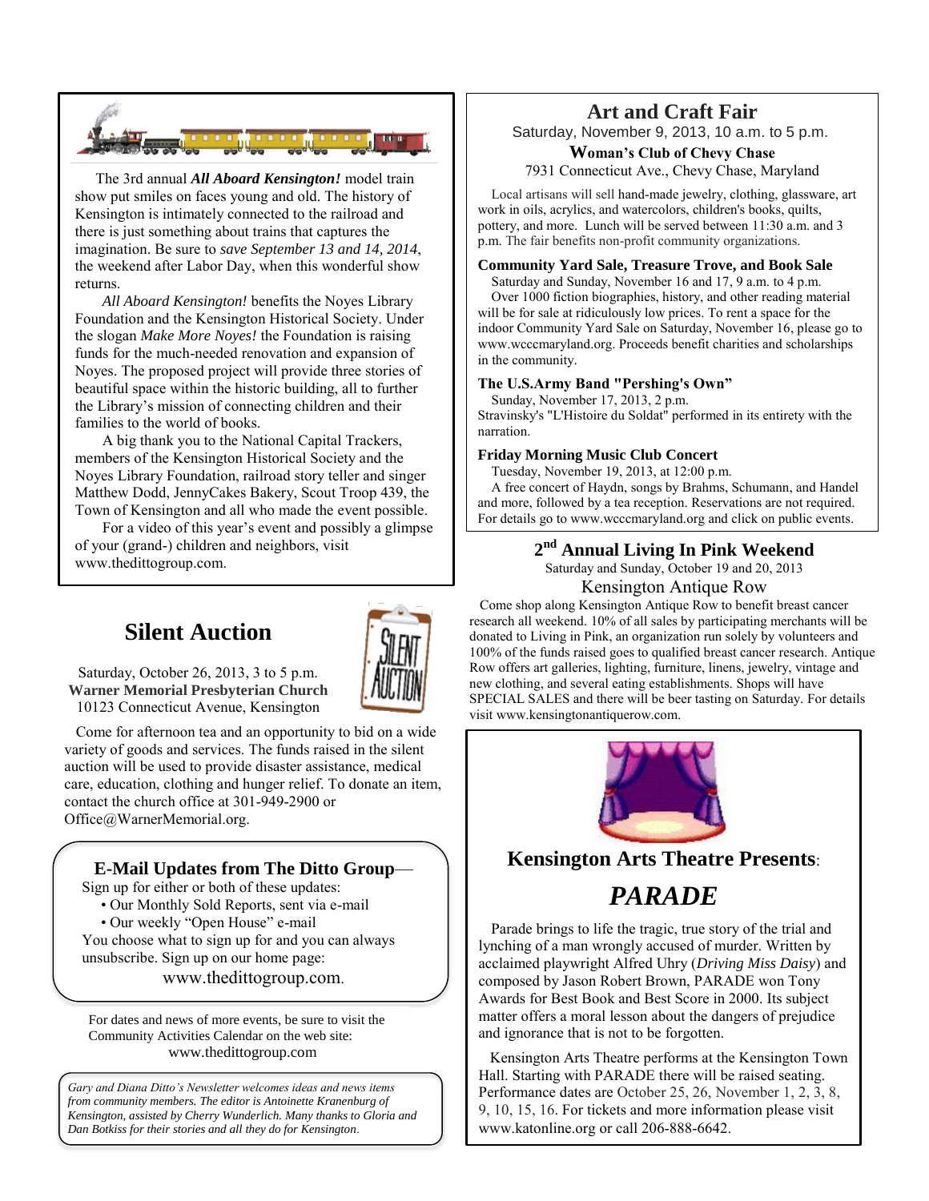The 3rd annual ***All Aboard Kensington!*** model train show put smiles on faces young and old. The history of Kensington is intimately connected to the railroad and there is just something about trains that captures the imagination. Be sure to *save September 13 and 14, 2014*, the weekend after Labor Day, when this wonderful show returns.

*All Aboard Kensington!* benefits the Noyes Library Foundation and the Kensington Historical Society. Under the slogan *Make More Noyes!* the Foundation is raising funds for the much-needed renovation and expansion of Noyes. The proposed project will provide three stories of beautiful space within the historic building, all to further the Library's mission of connecting children and their families to the world of books.

A big thank you to the National Capital Trackers, members of the Kensington Historical Society and the Noyes Library Foundation, railroad story teller and singer Matthew Dodd, JennyCakes Bakery, Scout Troop 439, the Town of Kensington and all who made the event possible.

For a video of this year's event and possibly a glimpse of your (grand-) children and neighbors, visit www.thedittogroup.com.

## Silent Auction

Saturday, October 26, 2013, 3 to 5 p.m.
**Warner Memorial Presbyterian Church**
10123 Connecticut Avenue, Kensington

Come for afternoon tea and an opportunity to bid on a wide variety of goods and services. The funds raised in the silent auction will be used to provide disaster assistance, medical care, education, clothing and hunger relief. To donate an item, contact the church office at 301-949-2900 or Office@WarnerMemorial.org.

### E-Mail Updates from The Ditto Group—

Sign up for either or both of these updates:

- Our Monthly Sold Reports, sent via e-mail
- Our weekly "Open House" e-mail

You choose what to sign up for and you can always unsubscribe. Sign up on our home page:
www.thedittogroup.com.

For dates and news of more events, be sure to visit the Community Activities Calendar on the web site:
www.thedittogroup.com

*Gary and Diana Ditto's Newsletter welcomes ideas and news items from community members. The editor is Antoinette Kranenburg of Kensington, assisted by Cherry Wunderlich. Many thanks to Gloria and Dan Botkiss for their stories and all they do for Kensington.*

## Art and Craft Fair

Saturday, November 9, 2013, 10 a.m. to 5 p.m.
**Woman's Club of Chevy Chase**
7931 Connecticut Ave., Chevy Chase, Maryland

Local artisans will sell hand-made jewelry, clothing, glassware, art work in oils, acrylics, and watercolors, children's books, quilts, pottery, and more. Lunch will be served between 11:30 a.m. and 3 p.m. The fair benefits non-profit community organizations.

**Community Yard Sale, Treasure Trove, and Book Sale**
Saturday and Sunday, November 16 and 17, 9 a.m. to 4 p.m.
Over 1000 fiction biographies, history, and other reading material will be for sale at ridiculously low prices. To rent a space for the indoor Community Yard Sale on Saturday, November 16, please go to www.wcccmaryland.org. Proceeds benefit charities and scholarships in the community.

**The U.S.Army Band "Pershing's Own"**
Sunday, November 17, 2013, 2 p.m.
Stravinsky's "L'Histoire du Soldat" performed in its entirety with the narration.

**Friday Morning Music Club Concert**
Tuesday, November 19, 2013, at 12:00 p.m.
A free concert of Haydn, songs by Brahms, Schumann, and Handel and more, followed by a tea reception. Reservations are not required. For details go to www.wcccmaryland.org and click on public events.

## 2nd Annual Living In Pink Weekend

Saturday and Sunday, October 19 and 20, 2013
Kensington Antique Row

Come shop along Kensington Antique Row to benefit breast cancer research all weekend. 10% of all sales by participating merchants will be donated to Living in Pink, an organization run solely by volunteers and 100% of the funds raised goes to qualified breast cancer research. Antique Row offers art galleries, lighting, furniture, linens, jewelry, vintage and new clothing, and several eating establishments. Shops will have SPECIAL SALES and there will be beer tasting on Saturday. For details visit www.kensingtonantiquerow.com.

## Kensington Arts Theatre Presents:

# *PARADE*

Parade brings to life the tragic, true story of the trial and lynching of a man wrongly accused of murder. Written by acclaimed playwright Alfred Uhry (*Driving Miss Daisy*) and composed by Jason Robert Brown, PARADE won Tony Awards for Best Book and Best Score in 2000. Its subject matter offers a moral lesson about the dangers of prejudice and ignorance that is not to be forgotten.

Kensington Arts Theatre performs at the Kensington Town Hall. Starting with PARADE there will be raised seating. Performance dates are October 25, 26, November 1, 2, 3, 8, 9, 10, 15, 16. For tickets and more information please visit www.katonline.org or call 206-888-6642.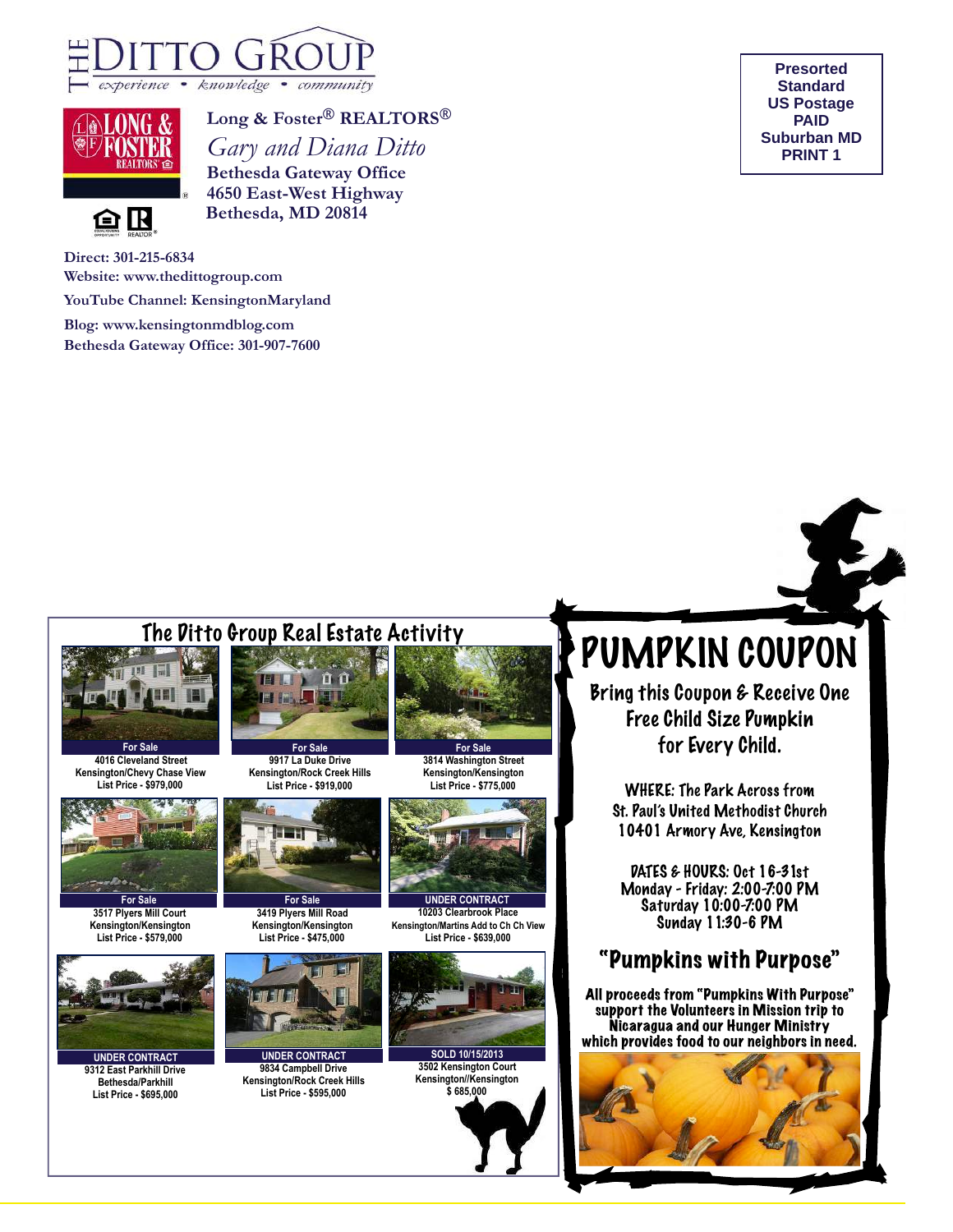# THE DITTO GROUP

*experience • knowledge • community*

**Long & Foster® REALTORS®**

*Gary and Diana Ditto*

**Bethesda Gateway Office**
**4650 East-West Highway**
**Bethesda, MD 20814**

**Presorted Standard US Postage PAID Suburban MD PRINT 1**

**Direct: 301-215-6834**
**Website: www.thedittogroup.com**
**YouTube Channel: KensingtonMaryland**
**Blog: www.kensingtonmdblog.com**
**Bethesda Gateway Office: 301-907-7600**

## The Ditto Group Real Estate Activity

**For Sale**
4016 Cleveland Street
Kensington/Chevy Chase View
List Price - $979,000

**For Sale**
9917 La Duke Drive
Kensington/Rock Creek Hills
List Price - $919,000

**For Sale**
3814 Washington Street
Kensington/Kensington
List Price - $775,000

**For Sale**
3517 Plyers Mill Court
Kensington/Kensington
List Price - $579,000

**For Sale**
3419 Plyers Mill Road
Kensington/Kensington
List Price - $475,000

**UNDER CONTRACT**
10203 Clearbrook Place
Kensington/Martins Add to Ch Ch View
List Price - $639,000

**UNDER CONTRACT**
9312 East Parkhill Drive
Bethesda/Parkhill
List Price - $695,000

**UNDER CONTRACT**
9834 Campbell Drive
Kensington/Rock Creek Hills
List Price - $595,000

**SOLD 10/15/2013**
3502 Kensington Court
Kensington//Kensington
$ 685,000

## PUMPKIN COUPON

Bring this Coupon & Receive One Free Child Size Pumpkin for Every Child.

WHERE: The Park Across from St. Paul's United Methodist Church
10401 Armory Ave, Kensington

DATES & HOURS: Oct 16-31st
Monday - Friday: 2:00-7:00 PM
Saturday 10:00-7:00 PM
Sunday 11:30-6 PM

### "Pumpkins with Purpose"

All proceeds from "Pumpkins With Purpose" support the Volunteers in Mission trip to Nicaragua and our Hunger Ministry which provides food to our neighbors in need.